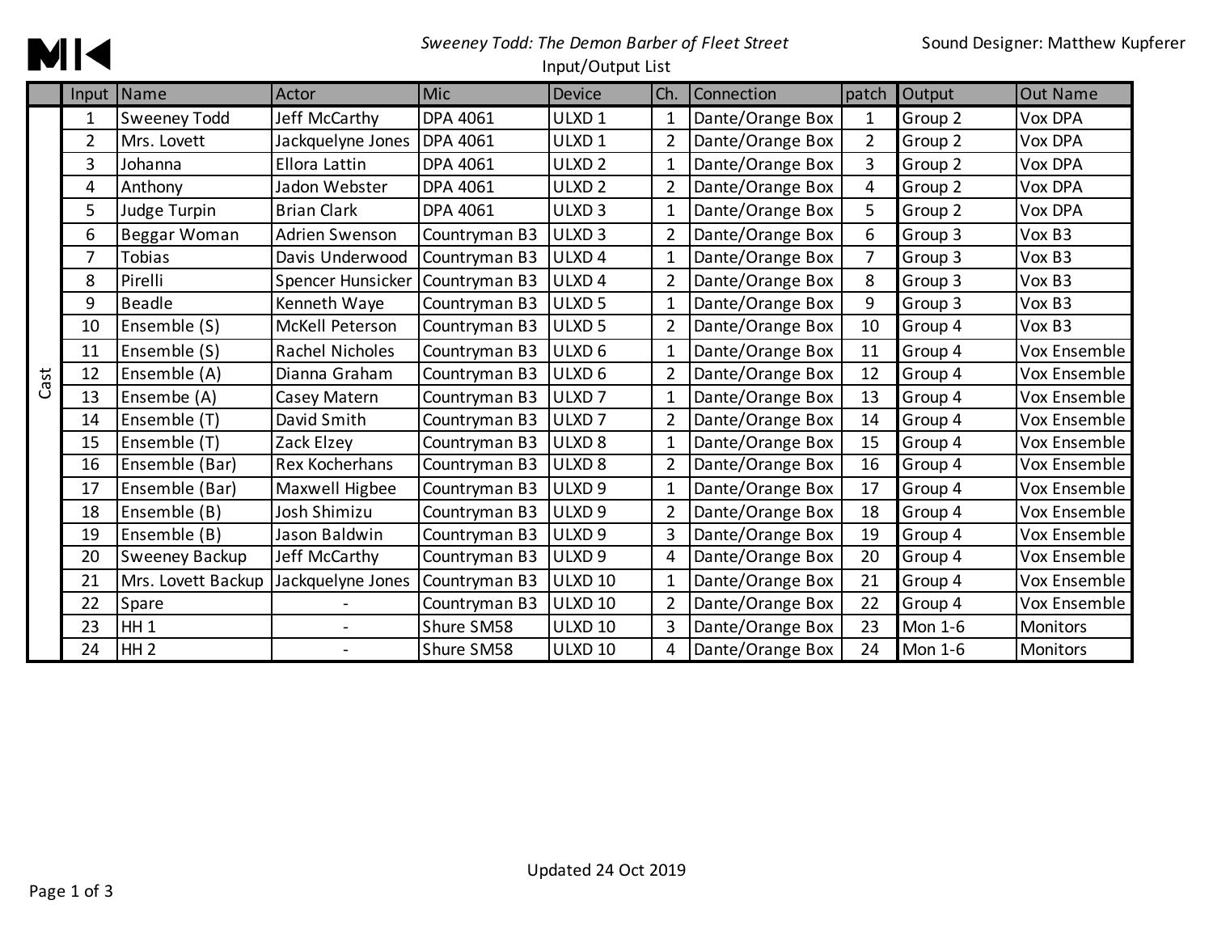*Sweeney Todd: The Demon Barber of Fleet Street*

Input/Output List

Sound Designer: Matthew Kupferer

| | Input | Name | Actor | Mic | Device | Ch. | Connection | patch | Output | Out Name |
|---|---|---|---|---|---|---|---|---|---|---|
| Cast | 1 | Sweeney Todd | Jeff McCarthy | DPA 4061 | ULXD 1 | 1 | Dante/Orange Box | 1 | Group 2 | Vox DPA |
| | 2 | Mrs. Lovett | Jackquelyne Jones | DPA 4061 | ULXD 1 | 2 | Dante/Orange Box | 2 | Group 2 | Vox DPA |
| | 3 | Johanna | Ellora Lattin | DPA 4061 | ULXD 2 | 1 | Dante/Orange Box | 3 | Group 2 | Vox DPA |
| | 4 | Anthony | Jadon Webster | DPA 4061 | ULXD 2 | 2 | Dante/Orange Box | 4 | Group 2 | Vox DPA |
| | 5 | Judge Turpin | Brian Clark | DPA 4061 | ULXD 3 | 1 | Dante/Orange Box | 5 | Group 2 | Vox DPA |
| | 6 | Beggar Woman | Adrien Swenson | Countryman B3 | ULXD 3 | 2 | Dante/Orange Box | 6 | Group 3 | Vox B3 |
| | 7 | Tobias | Davis Underwood | Countryman B3 | ULXD 4 | 1 | Dante/Orange Box | 7 | Group 3 | Vox B3 |
| | 8 | Pirelli | Spencer Hunsicker | Countryman B3 | ULXD 4 | 2 | Dante/Orange Box | 8 | Group 3 | Vox B3 |
| | 9 | Beadle | Kenneth Waye | Countryman B3 | ULXD 5 | 1 | Dante/Orange Box | 9 | Group 3 | Vox B3 |
| | 10 | Ensemble (S) | McKell Peterson | Countryman B3 | ULXD 5 | 2 | Dante/Orange Box | 10 | Group 4 | Vox B3 |
| | 11 | Ensemble (S) | Rachel Nicholes | Countryman B3 | ULXD 6 | 1 | Dante/Orange Box | 11 | Group 4 | Vox Ensemble |
| | 12 | Ensemble (A) | Dianna Graham | Countryman B3 | ULXD 6 | 2 | Dante/Orange Box | 12 | Group 4 | Vox Ensemble |
| | 13 | Ensembe (A) | Casey Matern | Countryman B3 | ULXD 7 | 1 | Dante/Orange Box | 13 | Group 4 | Vox Ensemble |
| | 14 | Ensemble (T) | David Smith | Countryman B3 | ULXD 7 | 2 | Dante/Orange Box | 14 | Group 4 | Vox Ensemble |
| | 15 | Ensemble (T) | Zack Elzey | Countryman B3 | ULXD 8 | 1 | Dante/Orange Box | 15 | Group 4 | Vox Ensemble |
| | 16 | Ensemble (Bar) | Rex Kocherhans | Countryman B3 | ULXD 8 | 2 | Dante/Orange Box | 16 | Group 4 | Vox Ensemble |
| | 17 | Ensemble (Bar) | Maxwell Higbee | Countryman B3 | ULXD 9 | 1 | Dante/Orange Box | 17 | Group 4 | Vox Ensemble |
| | 18 | Ensemble (B) | Josh Shimizu | Countryman B3 | ULXD 9 | 2 | Dante/Orange Box | 18 | Group 4 | Vox Ensemble |
| | 19 | Ensemble (B) | Jason Baldwin | Countryman B3 | ULXD 9 | 3 | Dante/Orange Box | 19 | Group 4 | Vox Ensemble |
| | 20 | Sweeney Backup | Jeff McCarthy | Countryman B3 | ULXD 9 | 4 | Dante/Orange Box | 20 | Group 4 | Vox Ensemble |
| | 21 | Mrs. Lovett Backup | Jackquelyne Jones | Countryman B3 | ULXD 10 | 1 | Dante/Orange Box | 21 | Group 4 | Vox Ensemble |
| | 22 | Spare | - | Countryman B3 | ULXD 10 | 2 | Dante/Orange Box | 22 | Group 4 | Vox Ensemble |
| | 23 | HH 1 | - | Shure SM58 | ULXD 10 | 3 | Dante/Orange Box | 23 | Mon 1-6 | Monitors |
| | 24 | HH 2 | - | Shure SM58 | ULXD 10 | 4 | Dante/Orange Box | 24 | Mon 1-6 | Monitors |

Updated 24 Oct 2019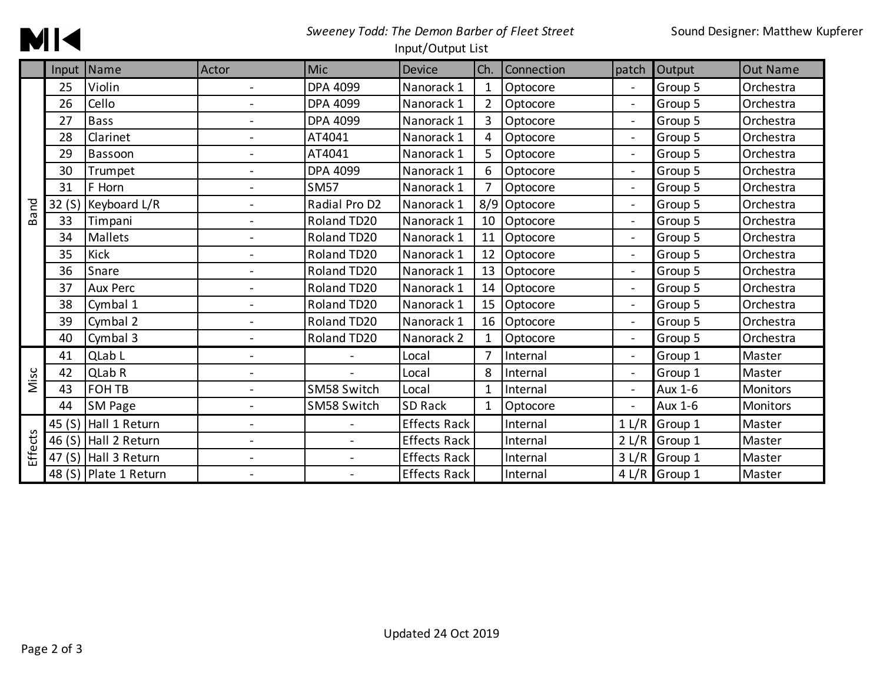*Sweeney Todd: The Demon Barber of Fleet Street*

Input/Output List

Sound Designer: Matthew Kupferer

| | Input | Name | Actor | Mic | Device | Ch. | Connection | patch | Output | Out Name |
|---|---|---|---|---|---|---|---|---|---|---|
| Band | 25 | Violin | - | DPA 4099 | Nanorack 1 | 1 | Optocore | - | Group 5 | Orchestra |
| | 26 | Cello | - | DPA 4099 | Nanorack 1 | 2 | Optocore | - | Group 5 | Orchestra |
| | 27 | Bass | - | DPA 4099 | Nanorack 1 | 3 | Optocore | - | Group 5 | Orchestra |
| | 28 | Clarinet | - | AT4041 | Nanorack 1 | 4 | Optocore | - | Group 5 | Orchestra |
| | 29 | Bassoon | - | AT4041 | Nanorack 1 | 5 | Optocore | - | Group 5 | Orchestra |
| | 30 | Trumpet | - | DPA 4099 | Nanorack 1 | 6 | Optocore | - | Group 5 | Orchestra |
| | 31 | F Horn | - | SM57 | Nanorack 1 | 7 | Optocore | - | Group 5 | Orchestra |
| | 32 (S) | Keyboard L/R | - | Radial Pro D2 | Nanorack 1 | 8/9 | Optocore | - | Group 5 | Orchestra |
| | 33 | Timpani | - | Roland TD20 | Nanorack 1 | 10 | Optocore | - | Group 5 | Orchestra |
| | 34 | Mallets | - | Roland TD20 | Nanorack 1 | 11 | Optocore | - | Group 5 | Orchestra |
| | 35 | Kick | - | Roland TD20 | Nanorack 1 | 12 | Optocore | - | Group 5 | Orchestra |
| | 36 | Snare | - | Roland TD20 | Nanorack 1 | 13 | Optocore | - | Group 5 | Orchestra |
| | 37 | Aux Perc | - | Roland TD20 | Nanorack 1 | 14 | Optocore | - | Group 5 | Orchestra |
| | 38 | Cymbal 1 | - | Roland TD20 | Nanorack 1 | 15 | Optocore | - | Group 5 | Orchestra |
| | 39 | Cymbal 2 | - | Roland TD20 | Nanorack 1 | 16 | Optocore | - | Group 5 | Orchestra |
| | 40 | Cymbal 3 | - | Roland TD20 | Nanorack 2 | 1 | Optocore | - | Group 5 | Orchestra |
| Misc | 41 | QLab L | - | - | Local | 7 | Internal | - | Group 1 | Master |
| | 42 | QLab R | - | - | Local | 8 | Internal | - | Group 1 | Master |
| | 43 | FOH TB | - | SM58 Switch | Local | 1 | Internal | - | Aux 1-6 | Monitors |
| | 44 | SM Page | - | SM58 Switch | SD Rack | 1 | Optocore | - | Aux 1-6 | Monitors |
| Effects | 45 (S) | Hall 1 Return | - | - | Effects Rack | | Internal | 1 L/R | Group 1 | Master |
| | 46 (S) | Hall 2 Return | - | - | Effects Rack | | Internal | 2 L/R | Group 1 | Master |
| | 47 (S) | Hall 3 Return | - | - | Effects Rack | | Internal | 3 L/R | Group 1 | Master |
| | 48 (S) | Plate 1 Return | - | - | Effects Rack | | Internal | 4 L/R | Group 1 | Master |

Updated 24 Oct 2019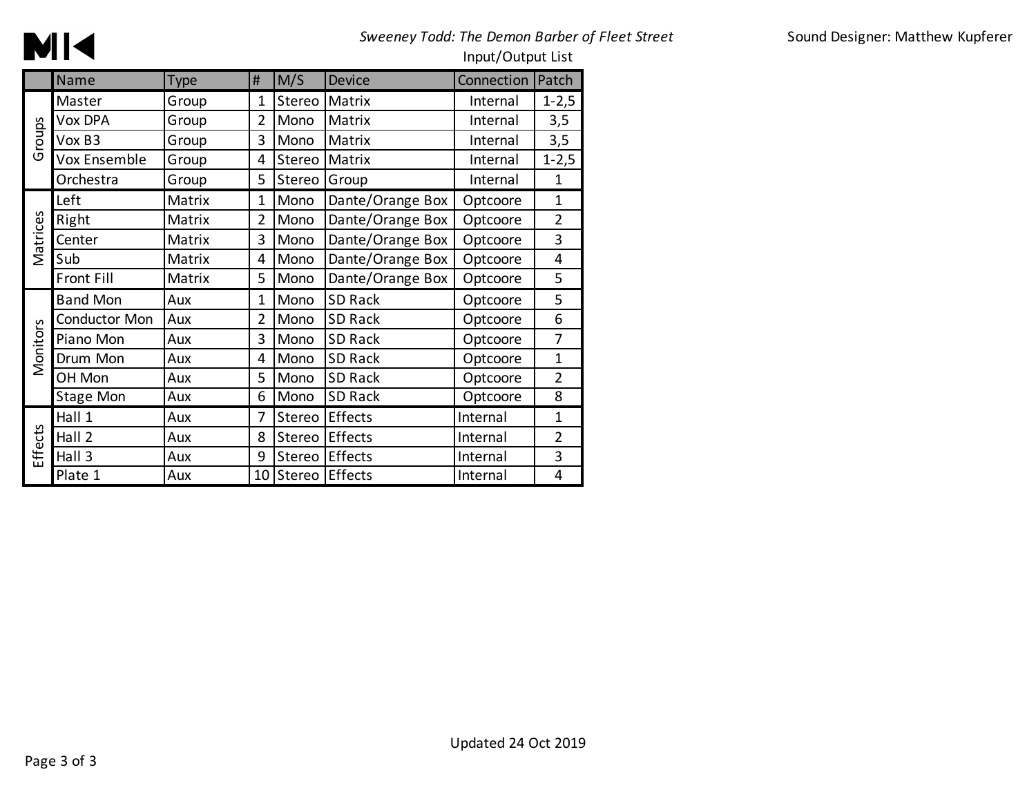*Sweeney Todd: The Demon Barber of Fleet Street*

Input/Output List

Sound Designer: Matthew Kupferer

| | Name | Type | # | M/S | Device | Connection | Patch |
|---|---|---|---|---|---|---|---|
| Groups | Master | Group | 1 | Stereo | Matrix | Internal | 1-2,5 |
| | Vox DPA | Group | 2 | Mono | Matrix | Internal | 3,5 |
| | Vox B3 | Group | 3 | Mono | Matrix | Internal | 3,5 |
| | Vox Ensemble | Group | 4 | Stereo | Matrix | Internal | 1-2,5 |
| | Orchestra | Group | 5 | Stereo | Group | Internal | 1 |
| Matrices | Left | Matrix | 1 | Mono | Dante/Orange Box | Optcoore | 1 |
| | Right | Matrix | 2 | Mono | Dante/Orange Box | Optcoore | 2 |
| | Center | Matrix | 3 | Mono | Dante/Orange Box | Optcoore | 3 |
| | Sub | Matrix | 4 | Mono | Dante/Orange Box | Optcoore | 4 |
| | Front Fill | Matrix | 5 | Mono | Dante/Orange Box | Optcoore | 5 |
| Monitors | Band Mon | Aux | 1 | Mono | SD Rack | Optcoore | 5 |
| | Conductor Mon | Aux | 2 | Mono | SD Rack | Optcoore | 6 |
| | Piano Mon | Aux | 3 | Mono | SD Rack | Optcoore | 7 |
| | Drum Mon | Aux | 4 | Mono | SD Rack | Optcoore | 1 |
| | OH Mon | Aux | 5 | Mono | SD Rack | Optcoore | 2 |
| | Stage Mon | Aux | 6 | Mono | SD Rack | Optcoore | 8 |
| Effects | Hall 1 | Aux | 7 | Stereo | Effects | Internal | 1 |
| | Hall 2 | Aux | 8 | Stereo | Effects | Internal | 2 |
| | Hall 3 | Aux | 9 | Stereo | Effects | Internal | 3 |
| | Plate 1 | Aux | 10 | Stereo | Effects | Internal | 4 |

Updated 24 Oct 2019